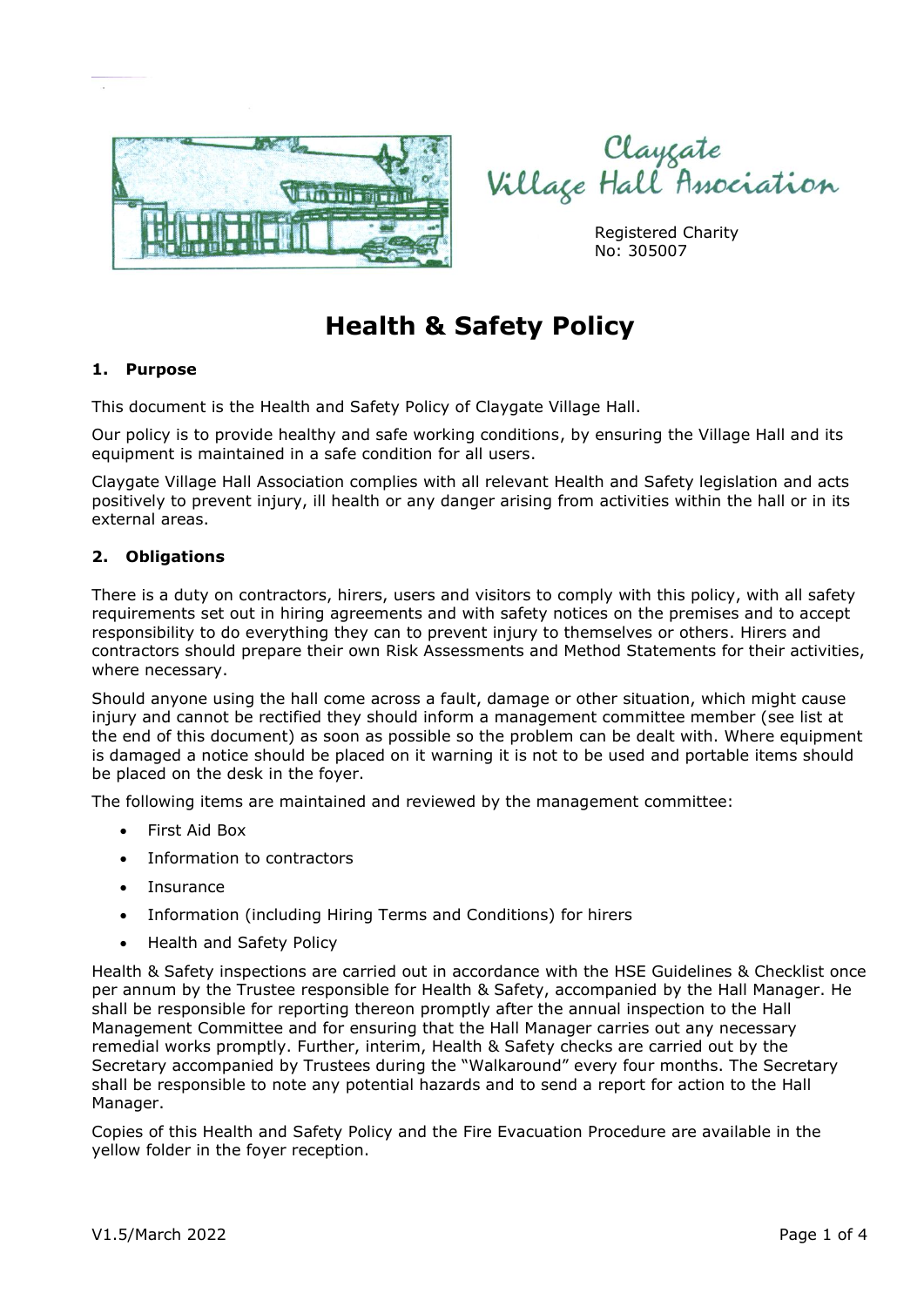Claygate Village Hall Association

Registered Charity No: 305007

# Health & Safety Policy

## 1. Purpose

This document is the Health and Safety Policy of Claygate Village Hall.

Our policy is to provide healthy and safe working conditions, by ensuring the Village Hall and its equipment is maintained in a safe condition for all users.

Claygate Village Hall Association complies with all relevant Health and Safety legislation and acts positively to prevent injury, ill health or any danger arising from activities within the hall or in its external areas.

## 2. Obligations

There is a duty on contractors, hirers, users and visitors to comply with this policy, with all safety requirements set out in hiring agreements and with safety notices on the premises and to accept responsibility to do everything they can to prevent injury to themselves or others. Hirers and contractors should prepare their own Risk Assessments and Method Statements for their activities, where necessary.

Should anyone using the hall come across a fault, damage or other situation, which might cause injury and cannot be rectified they should inform a management committee member (see list at the end of this document) as soon as possible so the problem can be dealt with. Where equipment is damaged a notice should be placed on it warning it is not to be used and portable items should be placed on the desk in the foyer.

The following items are maintained and reviewed by the management committee:

- First Aid Box
- Information to contractors
- Insurance
- Information (including Hiring Terms and Conditions) for hirers
- Health and Safety Policy

Health & Safety inspections are carried out in accordance with the HSE Guidelines & Checklist once per annum by the Trustee responsible for Health & Safety, accompanied by the Hall Manager. He shall be responsible for reporting thereon promptly after the annual inspection to the Hall Management Committee and for ensuring that the Hall Manager carries out any necessary remedial works promptly. Further, interim, Health & Safety checks are carried out by the Secretary accompanied by Trustees during the "Walkaround" every four months. The Secretary shall be responsible to note any potential hazards and to send a report for action to the Hall Manager.

Copies of this Health and Safety Policy and the Fire Evacuation Procedure are available in the yellow folder in the foyer reception.

V1.5/March 2022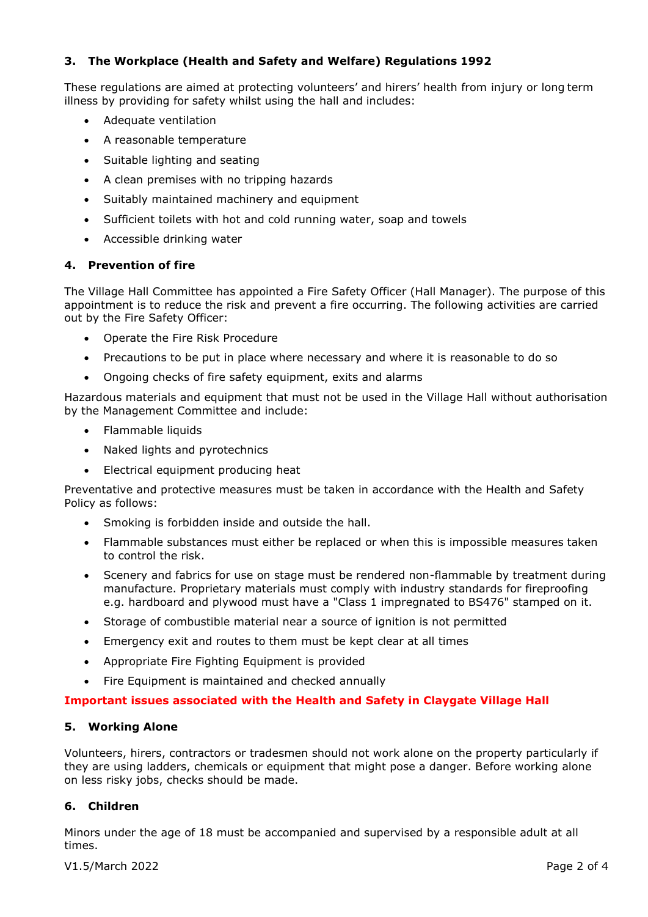## 3. The Workplace (Health and Safety and Welfare) Regulations 1992

These regulations are aimed at protecting volunteers' and hirers' health from injury or long term illness by providing for safety whilst using the hall and includes:

- Adequate ventilation
- A reasonable temperature
- Suitable lighting and seating
- A clean premises with no tripping hazards
- Suitably maintained machinery and equipment
- Sufficient toilets with hot and cold running water, soap and towels
- Accessible drinking water

## 4. Prevention of fire

The Village Hall Committee has appointed a Fire Safety Officer (Hall Manager). The purpose of this appointment is to reduce the risk and prevent a fire occurring. The following activities are carried out by the Fire Safety Officer:

- Operate the Fire Risk Procedure
- Precautions to be put in place where necessary and where it is reasonable to do so
- Ongoing checks of fire safety equipment, exits and alarms

Hazardous materials and equipment that must not be used in the Village Hall without authorisation by the Management Committee and include:

- Flammable liquids
- Naked lights and pyrotechnics
- Electrical equipment producing heat

Preventative and protective measures must be taken in accordance with the Health and Safety Policy as follows:

- Smoking is forbidden inside and outside the hall.
- Flammable substances must either be replaced or when this is impossible measures taken to control the risk.
- Scenery and fabrics for use on stage must be rendered non-flammable by treatment during manufacture. Proprietary materials must comply with industry standards for fireproofing e.g. hardboard and plywood must have a "Class 1 impregnated to BS476" stamped on it.
- Storage of combustible material near a source of ignition is not permitted
- Emergency exit and routes to them must be kept clear at all times
- Appropriate Fire Fighting Equipment is provided
- Fire Equipment is maintained and checked annually

**Important issues associated with the Health and Safety in Claygate Village Hall**

## 5. Working Alone

Volunteers, hirers, contractors or tradesmen should not work alone on the property particularly if they are using ladders, chemicals or equipment that might pose a danger. Before working alone on less risky jobs, checks should be made.

## 6. Children

Minors under the age of 18 must be accompanied and supervised by a responsible adult at all times.

V1.5/March 2022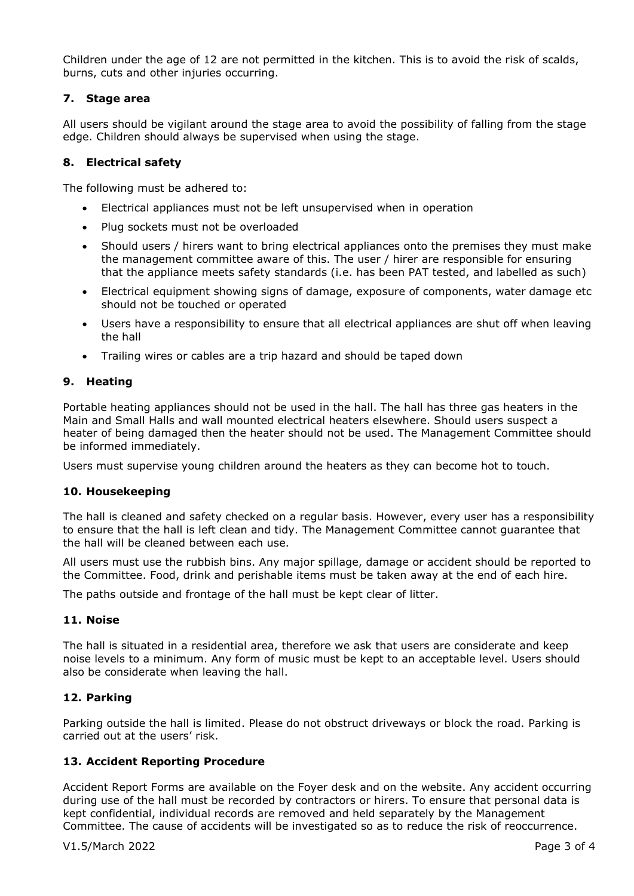Children under the age of 12 are not permitted in the kitchen. This is to avoid the risk of scalds, burns, cuts and other injuries occurring.

### 7. Stage area

All users should be vigilant around the stage area to avoid the possibility of falling from the stage edge. Children should always be supervised when using the stage.

### 8. Electrical safety

The following must be adhered to:

- Electrical appliances must not be left unsupervised when in operation
- Plug sockets must not be overloaded
- Should users / hirers want to bring electrical appliances onto the premises they must make the management committee aware of this. The user / hirer are responsible for ensuring that the appliance meets safety standards (i.e. has been PAT tested, and labelled as such)
- Electrical equipment showing signs of damage, exposure of components, water damage etc should not be touched or operated
- Users have a responsibility to ensure that all electrical appliances are shut off when leaving the hall
- Trailing wires or cables are a trip hazard and should be taped down

### 9. Heating

Portable heating appliances should not be used in the hall. The hall has three gas heaters in the Main and Small Halls and wall mounted electrical heaters elsewhere. Should users suspect a heater of being damaged then the heater should not be used. The Management Committee should be informed immediately.

Users must supervise young children around the heaters as they can become hot to touch.

### 10. Housekeeping

The hall is cleaned and safety checked on a regular basis. However, every user has a responsibility to ensure that the hall is left clean and tidy. The Management Committee cannot guarantee that the hall will be cleaned between each use.

All users must use the rubbish bins. Any major spillage, damage or accident should be reported to the Committee. Food, drink and perishable items must be taken away at the end of each hire.

The paths outside and frontage of the hall must be kept clear of litter.

### 11. Noise

The hall is situated in a residential area, therefore we ask that users are considerate and keep noise levels to a minimum. Any form of music must be kept to an acceptable level. Users should also be considerate when leaving the hall.

### 12. Parking

Parking outside the hall is limited. Please do not obstruct driveways or block the road. Parking is carried out at the users' risk.

### 13. Accident Reporting Procedure

Accident Report Forms are available on the Foyer desk and on the website. Any accident occurring during use of the hall must be recorded by contractors or hirers. To ensure that personal data is kept confidential, individual records are removed and held separately by the Management Committee. The cause of accidents will be investigated so as to reduce the risk of reoccurrence.

V1.5/March 2022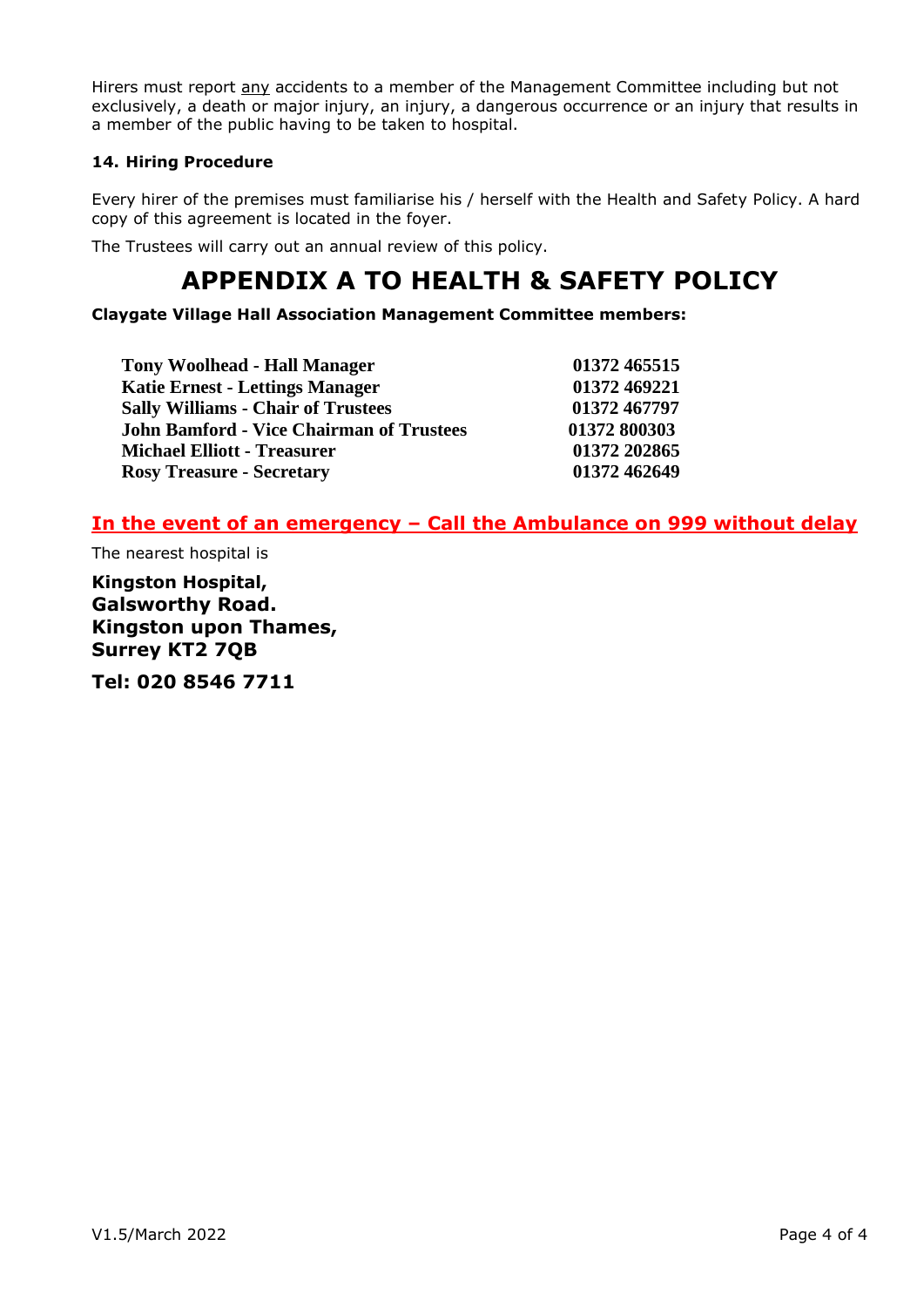Hirers must report any accidents to a member of the Management Committee including but not exclusively, a death or major injury, an injury, a dangerous occurrence or an injury that results in a member of the public having to be taken to hospital.

### 14. Hiring Procedure

Every hirer of the premises must familiarise his / herself with the Health and Safety Policy. A hard copy of this agreement is located in the foyer.

The Trustees will carry out an annual review of this policy.

# APPENDIX A TO HEALTH & SAFETY POLICY

**Claygate Village Hall Association Management Committee members:**

| | |
|---|---|
| **Tony Woolhead - Hall Manager** | **01372 465515** |
| **Katie Ernest - Lettings Manager** | **01372 469221** |
| **Sally Williams - Chair of Trustees** | **01372 467797** |
| **John Bamford - Vice Chairman of Trustees** | **01372 800303** |
| **Michael Elliott - Treasurer** | **01372 202865** |
| **Rosy Treasure - Secretary** | **01372 462649** |

**In the event of an emergency – Call the Ambulance on 999 without delay**

The nearest hospital is

**Kingston Hospital,**
**Galsworthy Road.**
**Kingston upon Thames,**
**Surrey KT2 7QB**

**Tel: 020 8546 7711**

V1.5/March 2022